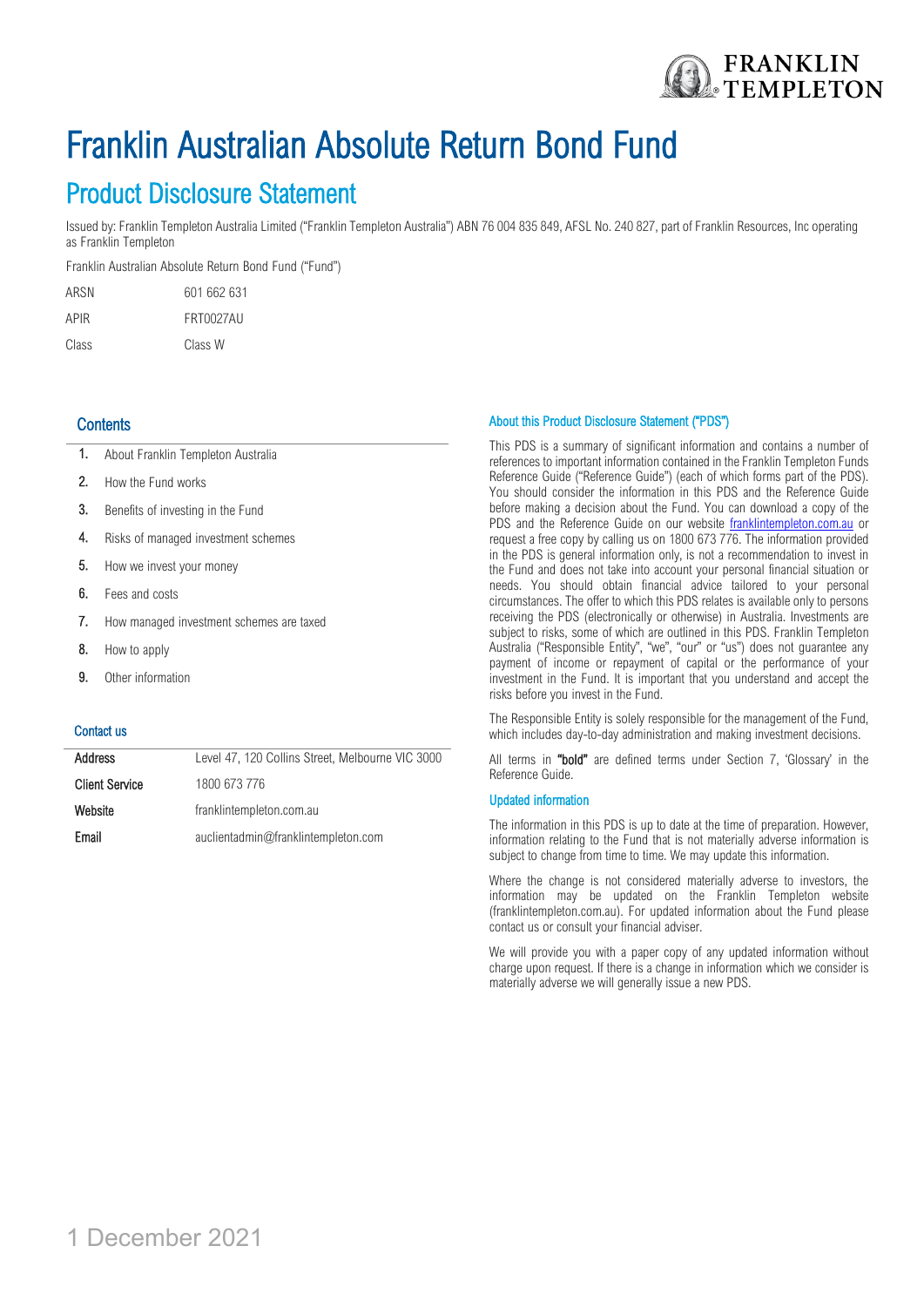# Franklin Australian Absolute Return Bond Fund

## Product Disclosure Statement

Issued by: Franklin Templeton Australia Limited ("Franklin Templeton Australia") ABN 76 004 835 849, AFSL No. 240 827, part of Franklin Resources, Inc operating as Franklin Templeton

Franklin Australian Absolute Return Bond Fund ("Fund")

| | |
|---|---|
| ARSN | 601 662 631 |
| APIR | FRT0027AU |
| Class | Class W |

### Contents

1. About Franklin Templeton Australia
2. How the Fund works
3. Benefits of investing in the Fund
4. Risks of managed investment schemes
5. How we invest your money
6. Fees and costs
7. How managed investment schemes are taxed
8. How to apply
9. Other information

### Contact us

| | |
|---|---|
| Address | Level 47, 120 Collins Street, Melbourne VIC 3000 |
| Client Service | 1800 673 776 |
| Website | franklintempleton.com.au |
| Email | auclientadmin@franklintempleton.com |

### About this Product Disclosure Statement ("PDS")

This PDS is a summary of significant information and contains a number of references to important information contained in the Franklin Templeton Funds Reference Guide ("Reference Guide") (each of which forms part of the PDS). You should consider the information in this PDS and the Reference Guide before making a decision about the Fund. You can download a copy of the PDS and the Reference Guide on our website franklintempleton.com.au or request a free copy by calling us on 1800 673 776. The information provided in the PDS is general information only, is not a recommendation to invest in the Fund and does not take into account your personal financial situation or needs. You should obtain financial advice tailored to your personal circumstances. The offer to which this PDS relates is available only to persons receiving the PDS (electronically or otherwise) in Australia. Investments are subject to risks, some of which are outlined in this PDS. Franklin Templeton Australia ("Responsible Entity", "we", "our" or "us") does not guarantee any payment of income or repayment of capital or the performance of your investment in the Fund. It is important that you understand and accept the risks before you invest in the Fund.

The Responsible Entity is solely responsible for the management of the Fund, which includes day-to-day administration and making investment decisions.

All terms in **"bold"** are defined terms under Section 7, 'Glossary' in the Reference Guide.

### Updated information

The information in this PDS is up to date at the time of preparation. However, information relating to the Fund that is not materially adverse information is subject to change from time to time. We may update this information.

Where the change is not considered materially adverse to investors, the information may be updated on the Franklin Templeton website (franklintempleton.com.au). For updated information about the Fund please contact us or consult your financial adviser.

We will provide you with a paper copy of any updated information without charge upon request. If there is a change in information which we consider is materially adverse we will generally issue a new PDS.

1 December 2021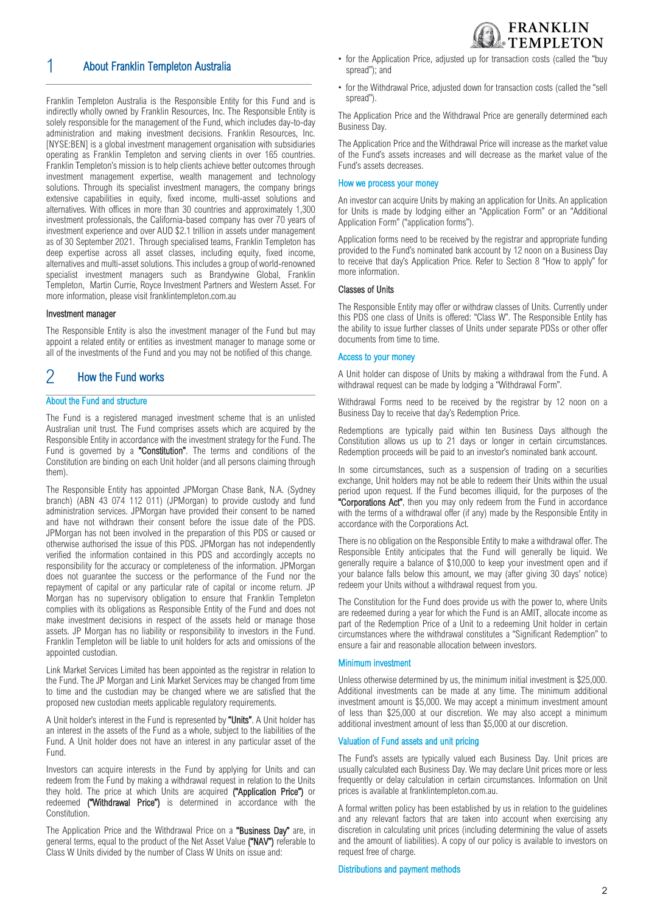## 1 About Franklin Templeton Australia

Franklin Templeton Australia is the Responsible Entity for this Fund and is indirectly wholly owned by Franklin Resources, Inc. The Responsible Entity is solely responsible for the management of the Fund, which includes day-to-day administration and making investment decisions. Franklin Resources, Inc. [NYSE:BEN] is a global investment management organisation with subsidiaries operating as Franklin Templeton and serving clients in over 165 countries. Franklin Templeton's mission is to help clients achieve better outcomes through investment management expertise, wealth management and technology solutions. Through its specialist investment managers, the company brings extensive capabilities in equity, fixed income, multi-asset solutions and alternatives. With offices in more than 30 countries and approximately 1,300 investment professionals, the California-based company has over 70 years of investment experience and over AUD $2.1 trillion in assets under management as of 30 September 2021. Through specialised teams, Franklin Templeton has deep expertise across all asset classes, including equity, fixed income, alternatives and multi-asset solutions. This includes a group of world-renowned specialist investment managers such as Brandywine Global, Franklin Templeton, Martin Currie, Royce Investment Partners and Western Asset. For more information, please visit franklintempleton.com.au

### Investment manager

The Responsible Entity is also the investment manager of the Fund but may appoint a related entity or entities as investment manager to manage some or all of the investments of the Fund and you may not be notified of this change.

## 2 How the Fund works

### About the Fund and structure

The Fund is a registered managed investment scheme that is an unlisted Australian unit trust. The Fund comprises assets which are acquired by the Responsible Entity in accordance with the investment strategy for the Fund. The Fund is governed by a **"Constitution"**. The terms and conditions of the Constitution are binding on each Unit holder (and all persons claiming through them).

The Responsible Entity has appointed JPMorgan Chase Bank, N.A. (Sydney branch) (ABN 43 074 112 011) (JPMorgan) to provide custody and fund administration services. JPMorgan have provided their consent to be named and have not withdrawn their consent before the issue date of the PDS. JPMorgan has not been involved in the preparation of this PDS or caused or otherwise authorised the issue of this PDS. JPMorgan has not independently verified the information contained in this PDS and accordingly accepts no responsibility for the accuracy or completeness of the information. JPMorgan does not guarantee the success or the performance of the Fund nor the repayment of capital or any particular rate of capital or income return. JP Morgan has no supervisory obligation to ensure that Franklin Templeton complies with its obligations as Responsible Entity of the Fund and does not make investment decisions in respect of the assets held or manage those assets. JP Morgan has no liability or responsibility to investors in the Fund. Franklin Templeton will be liable to unit holders for acts and omissions of the appointed custodian.

Link Market Services Limited has been appointed as the registrar in relation to the Fund. The JP Morgan and Link Market Services may be changed from time to time and the custodian may be changed where we are satisfied that the proposed new custodian meets applicable regulatory requirements.

A Unit holder's interest in the Fund is represented by **"Units"**. A Unit holder has an interest in the assets of the Fund as a whole, subject to the liabilities of the Fund. A Unit holder does not have an interest in any particular asset of the Fund.

Investors can acquire interests in the Fund by applying for Units and can redeem from the Fund by making a withdrawal request in relation to the Units they hold. The price at which Units are acquired **("Application Price")** or redeemed **("Withdrawal Price")** is determined in accordance with the Constitution.

The Application Price and the Withdrawal Price on a **"Business Day"** are, in general terms, equal to the product of the Net Asset Value **("NAV")** referable to Class W Units divided by the number of Class W Units on issue and:

- for the Application Price, adjusted up for transaction costs (called the "buy spread"); and
- for the Withdrawal Price, adjusted down for transaction costs (called the "sell spread").

The Application Price and the Withdrawal Price are generally determined each Business Day.

The Application Price and the Withdrawal Price will increase as the market value of the Fund's assets increases and will decrease as the market value of the Fund's assets decreases.

### How we process your money

An investor can acquire Units by making an application for Units. An application for Units is made by lodging either an "Application Form" or an "Additional Application Form" ("application forms").

Application forms need to be received by the registrar and appropriate funding provided to the Fund's nominated bank account by 12 noon on a Business Day to receive that day's Application Price. Refer to Section 8 "How to apply" for more information.

### Classes of Units

The Responsible Entity may offer or withdraw classes of Units. Currently under this PDS one class of Units is offered: "Class W". The Responsible Entity has the ability to issue further classes of Units under separate PDSs or other offer documents from time to time.

### Access to your money

A Unit holder can dispose of Units by making a withdrawal from the Fund. A withdrawal request can be made by lodging a "Withdrawal Form".

Withdrawal Forms need to be received by the registrar by 12 noon on a Business Day to receive that day's Redemption Price.

Redemptions are typically paid within ten Business Days although the Constitution allows us up to 21 days or longer in certain circumstances. Redemption proceeds will be paid to an investor's nominated bank account.

In some circumstances, such as a suspension of trading on a securities exchange, Unit holders may not be able to redeem their Units within the usual period upon request. If the Fund becomes illiquid, for the purposes of the **"Corporations Act"**, then you may only redeem from the Fund in accordance with the terms of a withdrawal offer (if any) made by the Responsible Entity in accordance with the Corporations Act.

There is no obligation on the Responsible Entity to make a withdrawal offer. The Responsible Entity anticipates that the Fund will generally be liquid. We generally require a balance of $10,000 to keep your investment open and if your balance falls below this amount, we may (after giving 30 days' notice) redeem your Units without a withdrawal request from you.

The Constitution for the Fund does provide us with the power to, where Units are redeemed during a year for which the Fund is an AMIT, allocate income as part of the Redemption Price of a Unit to a redeeming Unit holder in certain circumstances where the withdrawal constitutes a "Significant Redemption" to ensure a fair and reasonable allocation between investors.

### Minimum investment

Unless otherwise determined by us, the minimum initial investment is $25,000. Additional investments can be made at any time. The minimum additional investment amount is $5,000. We may accept a minimum investment amount of less than $25,000 at our discretion. We may also accept a minimum additional investment amount of less than $5,000 at our discretion.

### Valuation of Fund assets and unit pricing

The Fund's assets are typically valued each Business Day. Unit prices are usually calculated each Business Day. We may declare Unit prices more or less frequently or delay calculation in certain circumstances. Information on Unit prices is available at franklintempleton.com.au.

A formal written policy has been established by us in relation to the guidelines and any relevant factors that are taken into account when exercising any discretion in calculating unit prices (including determining the value of assets and the amount of liabilities). A copy of our policy is available to investors on request free of charge.

### Distributions and payment methods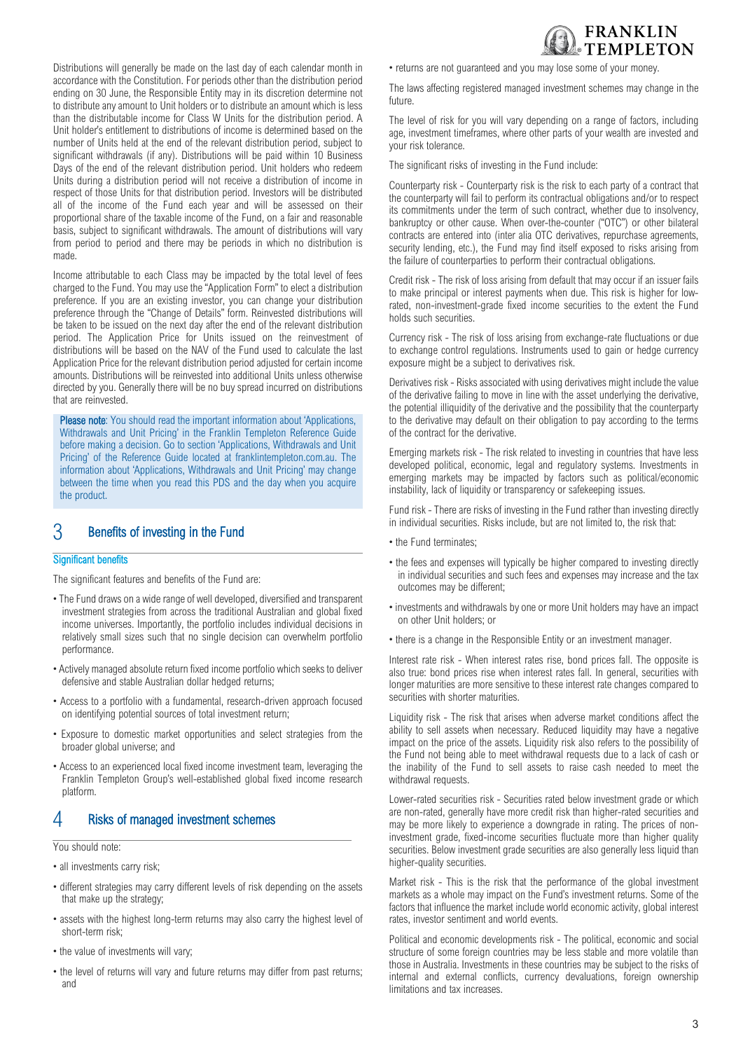Distributions will generally be made on the last day of each calendar month in accordance with the Constitution. For periods other than the distribution period ending on 30 June, the Responsible Entity may in its discretion determine not to distribute any amount to Unit holders or to distribute an amount which is less than the distributable income for Class W Units for the distribution period. A Unit holder's entitlement to distributions of income is determined based on the number of Units held at the end of the relevant distribution period, subject to significant withdrawals (if any). Distributions will be paid within 10 Business Days of the end of the relevant distribution period. Unit holders who redeem Units during a distribution period will not receive a distribution of income in respect of those Units for that distribution period. Investors will be distributed all of the income of the Fund each year and will be assessed on their proportional share of the taxable income of the Fund, on a fair and reasonable basis, subject to significant withdrawals. The amount of distributions will vary from period to period and there may be periods in which no distribution is made.

Income attributable to each Class may be impacted by the total level of fees charged to the Fund. You may use the "Application Form" to elect a distribution preference. If you are an existing investor, you can change your distribution preference through the "Change of Details" form. Reinvested distributions will be taken to be issued on the next day after the end of the relevant distribution period. The Application Price for Units issued on the reinvestment of distributions will be based on the NAV of the Fund used to calculate the last Application Price for the relevant distribution period adjusted for certain income amounts. Distributions will be reinvested into additional Units unless otherwise directed by you. Generally there will be no buy spread incurred on distributions that are reinvested.

**Please note**: You should read the important information about 'Applications, Withdrawals and Unit Pricing' in the Franklin Templeton Reference Guide before making a decision. Go to section 'Applications, Withdrawals and Unit Pricing' of the Reference Guide located at franklintempleton.com.au. The information about 'Applications, Withdrawals and Unit Pricing' may change between the time when you read this PDS and the day when you acquire the product.

## 3 Benefits of investing in the Fund

### Significant benefits

The significant features and benefits of the Fund are:

- The Fund draws on a wide range of well developed, diversified and transparent investment strategies from across the traditional Australian and global fixed income universes. Importantly, the portfolio includes individual decisions in relatively small sizes such that no single decision can overwhelm portfolio performance.
- Actively managed absolute return fixed income portfolio which seeks to deliver defensive and stable Australian dollar hedged returns;
- Access to a portfolio with a fundamental, research-driven approach focused on identifying potential sources of total investment return;
- Exposure to domestic market opportunities and select strategies from the broader global universe; and
- Access to an experienced local fixed income investment team, leveraging the Franklin Templeton Group's well-established global fixed income research platform.

## 4 Risks of managed investment schemes

You should note:

- all investments carry risk;
- different strategies may carry different levels of risk depending on the assets that make up the strategy;
- assets with the highest long-term returns may also carry the highest level of short-term risk;
- the value of investments will vary;
- the level of returns will vary and future returns may differ from past returns; and
- returns are not guaranteed and you may lose some of your money.

The laws affecting registered managed investment schemes may change in the future.

The level of risk for you will vary depending on a range of factors, including age, investment timeframes, where other parts of your wealth are invested and your risk tolerance.

The significant risks of investing in the Fund include:

Counterparty risk - Counterparty risk is the risk to each party of a contract that the counterparty will fail to perform its contractual obligations and/or to respect its commitments under the term of such contract, whether due to insolvency, bankruptcy or other cause. When over-the-counter ("OTC") or other bilateral contracts are entered into (inter alia OTC derivatives, repurchase agreements, security lending, etc.), the Fund may find itself exposed to risks arising from the failure of counterparties to perform their contractual obligations.

Credit risk - The risk of loss arising from default that may occur if an issuer fails to make principal or interest payments when due. This risk is higher for low-rated, non-investment-grade fixed income securities to the extent the Fund holds such securities.

Currency risk - The risk of loss arising from exchange-rate fluctuations or due to exchange control regulations. Instruments used to gain or hedge currency exposure might be a subject to derivatives risk.

Derivatives risk - Risks associated with using derivatives might include the value of the derivative failing to move in line with the asset underlying the derivative, the potential illiquidity of the derivative and the possibility that the counterparty to the derivative may default on their obligation to pay according to the terms of the contract for the derivative.

Emerging markets risk - The risk related to investing in countries that have less developed political, economic, legal and regulatory systems. Investments in emerging markets may be impacted by factors such as political/economic instability, lack of liquidity or transparency or safekeeping issues.

Fund risk - There are risks of investing in the Fund rather than investing directly in individual securities. Risks include, but are not limited to, the risk that:

- the Fund terminates;
- the fees and expenses will typically be higher compared to investing directly in individual securities and such fees and expenses may increase and the tax outcomes may be different;
- investments and withdrawals by one or more Unit holders may have an impact on other Unit holders; or
- there is a change in the Responsible Entity or an investment manager.

Interest rate risk - When interest rates rise, bond prices fall. The opposite is also true: bond prices rise when interest rates fall. In general, securities with longer maturities are more sensitive to these interest rate changes compared to securities with shorter maturities.

Liquidity risk - The risk that arises when adverse market conditions affect the ability to sell assets when necessary. Reduced liquidity may have a negative impact on the price of the assets. Liquidity risk also refers to the possibility of the Fund not being able to meet withdrawal requests due to a lack of cash or the inability of the Fund to sell assets to raise cash needed to meet the withdrawal requests.

Lower-rated securities risk - Securities rated below investment grade or which are non-rated, generally have more credit risk than higher-rated securities and may be more likely to experience a downgrade in rating. The prices of non-investment grade, fixed-income securities fluctuate more than higher quality securities. Below investment grade securities are also generally less liquid than higher-quality securities.

Market risk - This is the risk that the performance of the global investment markets as a whole may impact on the Fund's investment returns. Some of the factors that influence the market include world economic activity, global interest rates, investor sentiment and world events.

Political and economic developments risk - The political, economic and social structure of some foreign countries may be less stable and more volatile than those in Australia. Investments in these countries may be subject to the risks of internal and external conflicts, currency devaluations, foreign ownership limitations and tax increases.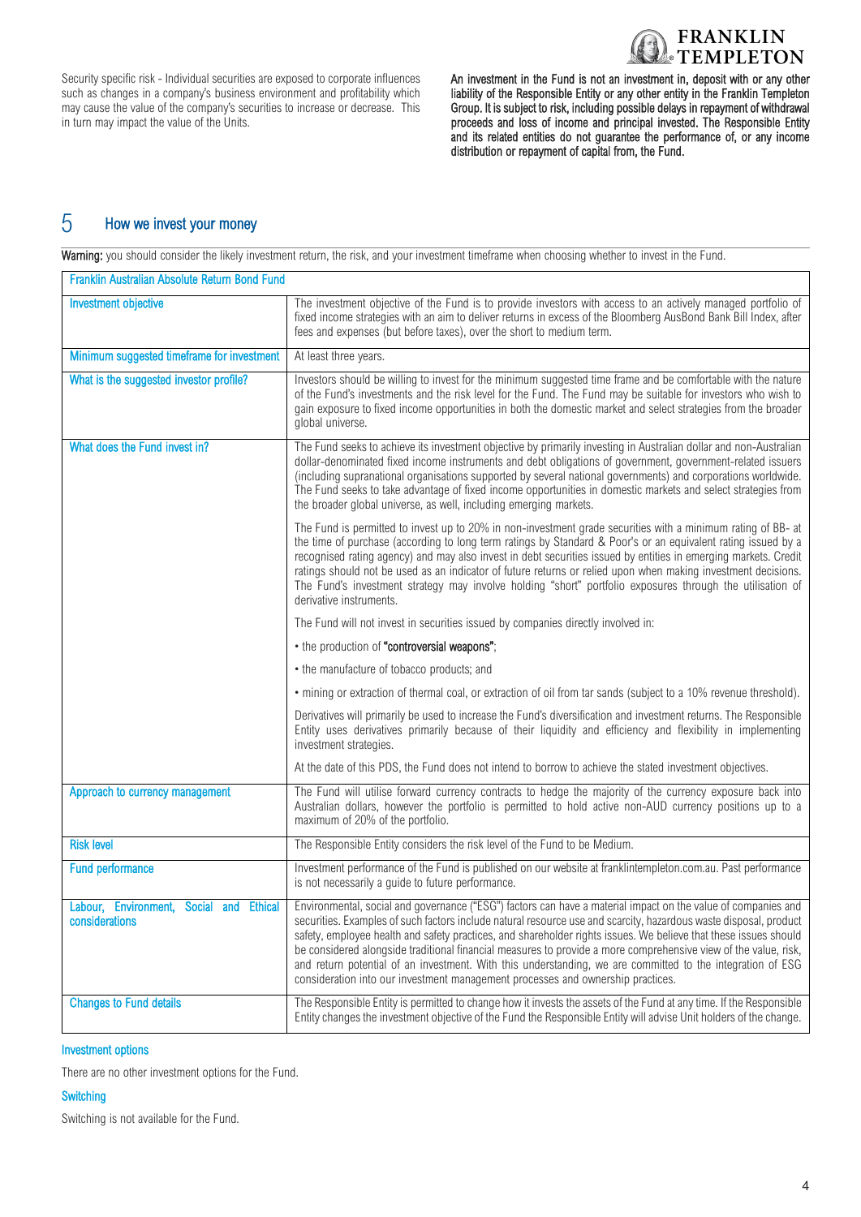Security specific risk - Individual securities are exposed to corporate influences such as changes in a company's business environment and profitability which may cause the value of the company's securities to increase or decrease. This in turn may impact the value of the Units.

**An investment in the Fund is not an investment in, deposit with or any other liability of the Responsible Entity or any other entity in the Franklin Templeton Group. It is subject to risk, including possible delays in repayment of withdrawal proceeds and loss of income and principal invested. The Responsible Entity and its related entities do not guarantee the performance of, or any income distribution or repayment of capital from, the Fund.**

## 5 How we invest your money

**Warning:** you should consider the likely investment return, the risk, and your investment timeframe when choosing whether to invest in the Fund.

| Franklin Australian Absolute Return Bond Fund | |
|---|---|
| Investment objective | The investment objective of the Fund is to provide investors with access to an actively managed portfolio of fixed income strategies with an aim to deliver returns in excess of the Bloomberg AusBond Bank Bill Index, after fees and expenses (but before taxes), over the short to medium term. |
| Minimum suggested timeframe for investment | At least three years. |
| What is the suggested investor profile? | Investors should be willing to invest for the minimum suggested time frame and be comfortable with the nature of the Fund's investments and the risk level for the Fund. The Fund may be suitable for investors who wish to gain exposure to fixed income opportunities in both the domestic market and select strategies from the broader global universe. |
| What does the Fund invest in? | The Fund seeks to achieve its investment objective by primarily investing in Australian dollar and non-Australian dollar-denominated fixed income instruments and debt obligations of government, government-related issuers (including supranational organisations supported by several national governments) and corporations worldwide. The Fund seeks to take advantage of fixed income opportunities in domestic markets and select strategies from the broader global universe, as well, including emerging markets.<br><br>The Fund is permitted to invest up to 20% in non-investment grade securities with a minimum rating of BB- at the time of purchase (according to long term ratings by Standard & Poor's or an equivalent rating issued by a recognised rating agency) and may also invest in debt securities issued by entities in emerging markets. Credit ratings should not be used as an indicator of future returns or relied upon when making investment decisions. The Fund's investment strategy may involve holding "short" portfolio exposures through the utilisation of derivative instruments.<br><br>The Fund will not invest in securities issued by companies directly involved in:<br><br>• the production of **"controversial weapons"**;<br><br>• the manufacture of tobacco products; and<br><br>• mining or extraction of thermal coal, or extraction of oil from tar sands (subject to a 10% revenue threshold).<br><br>Derivatives will primarily be used to increase the Fund's diversification and investment returns. The Responsible Entity uses derivatives primarily because of their liquidity and efficiency and flexibility in implementing investment strategies.<br><br>At the date of this PDS, the Fund does not intend to borrow to achieve the stated investment objectives. |
| Approach to currency management | The Fund will utilise forward currency contracts to hedge the majority of the currency exposure back into Australian dollars, however the portfolio is permitted to hold active non-AUD currency positions up to a maximum of 20% of the portfolio. |
| Risk level | The Responsible Entity considers the risk level of the Fund to be Medium. |
| Fund performance | Investment performance of the Fund is published on our website at franklintempleton.com.au. Past performance is not necessarily a guide to future performance. |
| Labour, Environment, Social and Ethical considerations | Environmental, social and governance ("ESG") factors can have a material impact on the value of companies and securities. Examples of such factors include natural resource use and scarcity, hazardous waste disposal, product safety, employee health and safety practices, and shareholder rights issues. We believe that these issues should be considered alongside traditional financial measures to provide a more comprehensive view of the value, risk, and return potential of an investment. With this understanding, we are committed to the integration of ESG consideration into our investment management processes and ownership practices. |
| Changes to Fund details | The Responsible Entity is permitted to change how it invests the assets of the Fund at any time. If the Responsible Entity changes the investment objective of the Fund the Responsible Entity will advise Unit holders of the change. |

### Investment options

There are no other investment options for the Fund.

### Switching

Switching is not available for the Fund.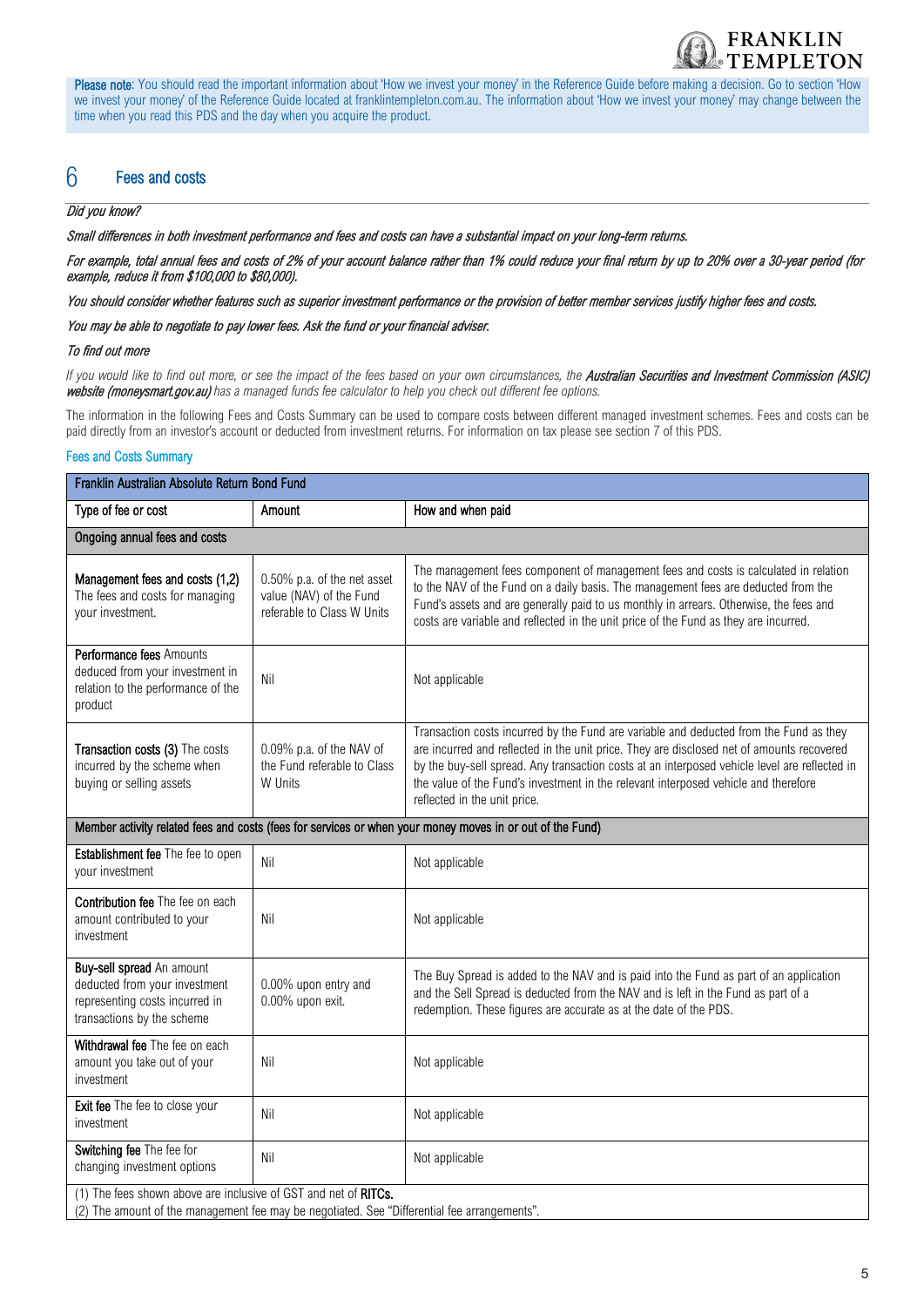**Please note**: You should read the important information about 'How we invest your money' in the Reference Guide before making a decision. Go to section 'How we invest your money' of the Reference Guide located at franklintempleton.com.au. The information about 'How we invest your money' may change between the time when you read this PDS and the day when you acquire the product.

## 6 Fees and costs

*Did you know?*

*Small differences in both investment performance and fees and costs can have a substantial impact on your long-term returns.*

*For example, total annual fees and costs of 2% of your account balance rather than 1% could reduce your final return by up to 20% over a 30-year period (for example, reduce it from $100,000 to $80,000).*

*You should consider whether features such as superior investment performance or the provision of better member services justify higher fees and costs.*

*You may be able to negotiate to pay lower fees. Ask the fund or your financial adviser.*

*To find out more*

*If you would like to find out more, or see the impact of the fees based on your own circumstances, the **Australian Securities and Investment Commission (ASIC) website (moneysmart.gov.au)** has a managed funds fee calculator to help you check out different fee options.*

The information in the following Fees and Costs Summary can be used to compare costs between different managed investment schemes. Fees and costs can be paid directly from an investor's account or deducted from investment returns. For information on tax please see section 7 of this PDS.

### Fees and Costs Summary

| Franklin Australian Absolute Return Bond Fund | | |
|---|---|---|
| **Type of fee or cost** | **Amount** | **How and when paid** |
| **Ongoing annual fees and costs** | | |
| **Management fees and costs (1,2)** The fees and costs for managing your investment. | 0.50% p.a. of the net asset value (NAV) of the Fund referable to Class W Units | The management fees component of management fees and costs is calculated in relation to the NAV of the Fund on a daily basis. The management fees are deducted from the Fund's assets and are generally paid to us monthly in arrears. Otherwise, the fees and costs are variable and reflected in the unit price of the Fund as they are incurred. |
| **Performance fees** Amounts deduced from your investment in relation to the performance of the product | Nil | Not applicable |
| **Transaction costs (3)** The costs incurred by the scheme when buying or selling assets | 0.09% p.a. of the NAV of the Fund referable to Class W Units | Transaction costs incurred by the Fund are variable and deducted from the Fund as they are incurred and reflected in the unit price. They are disclosed net of amounts recovered by the buy-sell spread. Any transaction costs at an interposed vehicle level are reflected in the value of the Fund's investment in the relevant interposed vehicle and therefore reflected in the unit price. |
| **Member activity related fees and costs (fees for services or when your money moves in or out of the Fund)** | | |
| **Establishment fee** The fee to open your investment | Nil | Not applicable |
| **Contribution fee** The fee on each amount contributed to your investment | Nil | Not applicable |
| **Buy-sell spread** An amount deducted from your investment representing costs incurred in transactions by the scheme | 0.00% upon entry and 0.00% upon exit. | The Buy Spread is added to the NAV and is paid into the Fund as part of an application and the Sell Spread is deducted from the NAV and is left in the Fund as part of a redemption. These figures are accurate as at the date of the PDS. |
| **Withdrawal fee** The fee on each amount you take out of your investment | Nil | Not applicable |
| **Exit fee** The fee to close your investment | Nil | Not applicable |
| **Switching fee** The fee for changing investment options | Nil | Not applicable |

(1) The fees shown above are inclusive of GST and net of **RITCs.**
(2) The amount of the management fee may be negotiated. See "Differential fee arrangements".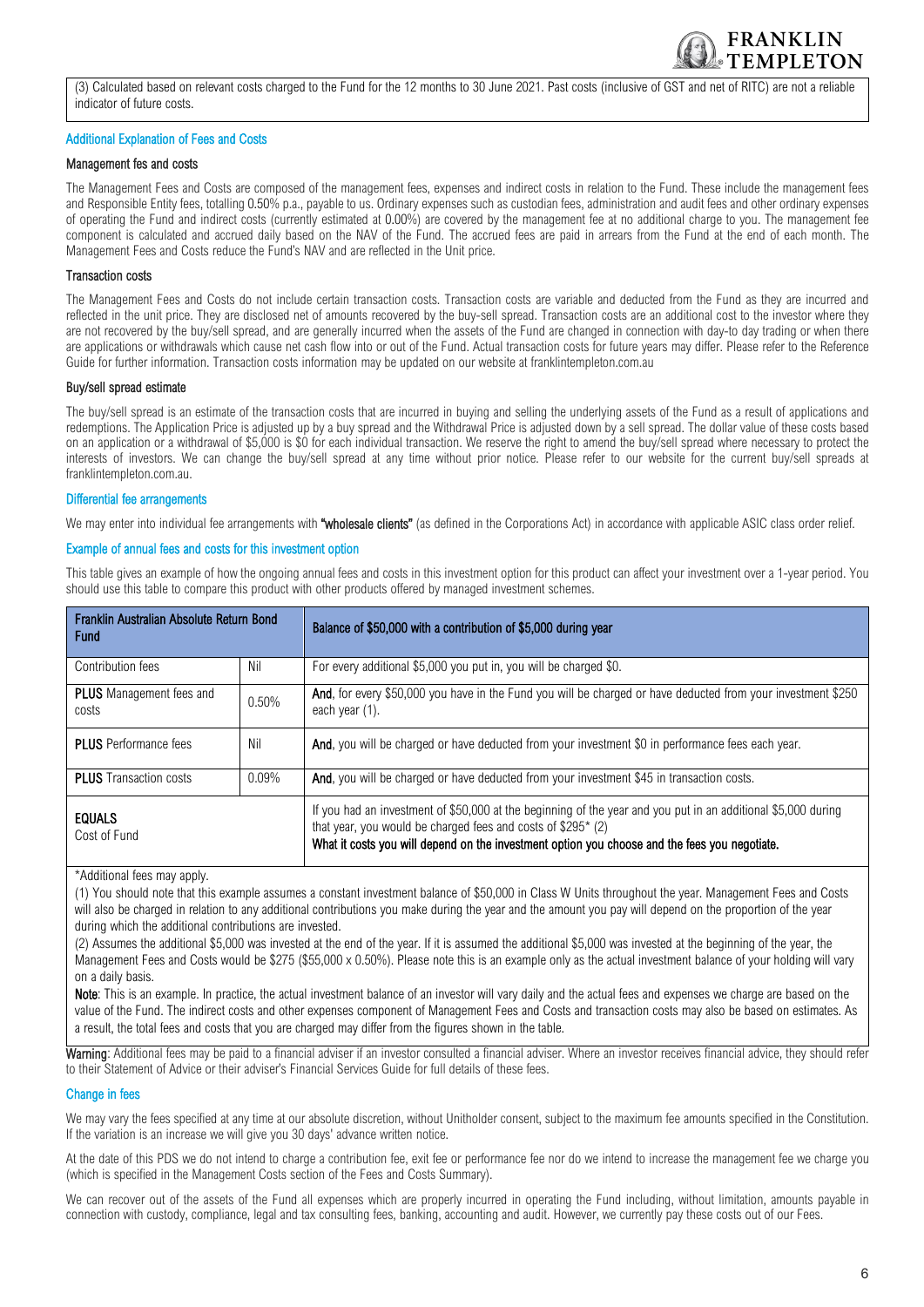(3) Calculated based on relevant costs charged to the Fund for the 12 months to 30 June 2021. Past costs (inclusive of GST and net of RITC) are not a reliable indicator of future costs.

## Additional Explanation of Fees and Costs

### Management fes and costs

The Management Fees and Costs are composed of the management fees, expenses and indirect costs in relation to the Fund. These include the management fees and Responsible Entity fees, totalling 0.50% p.a., payable to us. Ordinary expenses such as custodian fees, administration and audit fees and other ordinary expenses of operating the Fund and indirect costs (currently estimated at 0.00%) are covered by the management fee at no additional charge to you. The management fee component is calculated and accrued daily based on the NAV of the Fund. The accrued fees are paid in arrears from the Fund at the end of each month. The Management Fees and Costs reduce the Fund's NAV and are reflected in the Unit price.

### Transaction costs

The Management Fees and Costs do not include certain transaction costs. Transaction costs are variable and deducted from the Fund as they are incurred and reflected in the unit price. They are disclosed net of amounts recovered by the buy-sell spread. Transaction costs are an additional cost to the investor where they are not recovered by the buy/sell spread, and are generally incurred when the assets of the Fund are changed in connection with day-to day trading or when there are applications or withdrawals which cause net cash flow into or out of the Fund. Actual transaction costs for future years may differ. Please refer to the Reference Guide for further information. Transaction costs information may be updated on our website at franklintempleton.com.au

### Buy/sell spread estimate

The buy/sell spread is an estimate of the transaction costs that are incurred in buying and selling the underlying assets of the Fund as a result of applications and redemptions. The Application Price is adjusted up by a buy spread and the Withdrawal Price is adjusted down by a sell spread. The dollar value of these costs based on an application or a withdrawal of $5,000 is $0 for each individual transaction. We reserve the right to amend the buy/sell spread where necessary to protect the interests of investors. We can change the buy/sell spread at any time without prior notice. Please refer to our website for the current buy/sell spreads at franklintempleton.com.au.

## Differential fee arrangements

We may enter into individual fee arrangements with **"wholesale clients"** (as defined in the Corporations Act) in accordance with applicable ASIC class order relief.

## Example of annual fees and costs for this investment option

This table gives an example of how the ongoing annual fees and costs in this investment option for this product can affect your investment over a 1-year period. You should use this table to compare this product with other products offered by managed investment schemes.

| Franklin Australian Absolute Return Bond Fund | | Balance of $50,000 with a contribution of $5,000 during year |
|---|---|---|
| Contribution fees | Nil | For every additional $5,000 you put in, you will be charged $0. |
| **PLUS** Management fees and costs | 0.50% | **And**, for every $50,000 you have in the Fund you will be charged or have deducted from your investment $250 each year (1). |
| **PLUS** Performance fees | Nil | **And**, you will be charged or have deducted from your investment $0 in performance fees each year. |
| **PLUS** Transaction costs | 0.09% | **And**, you will be charged or have deducted from your investment $45 in transaction costs. |
| **EQUALS** Cost of Fund | | If you had an investment of $50,000 at the beginning of the year and you put in an additional $5,000 during that year, you would be charged fees and costs of $295* (2) **What it costs you will depend on the investment option you choose and the fees you negotiate.** |

*Additional fees may apply.

(1) You should note that this example assumes a constant investment balance of $50,000 in Class W Units throughout the year. Management Fees and Costs will also be charged in relation to any additional contributions you make during the year and the amount you pay will depend on the proportion of the year during which the additional contributions are invested.

(2) Assumes the additional $5,000 was invested at the end of the year. If it is assumed the additional $5,000 was invested at the beginning of the year, the Management Fees and Costs would be $275 ($55,000 x 0.50%). Please note this is an example only as the actual investment balance of your holding will vary on a daily basis.

**Note**: This is an example. In practice, the actual investment balance of an investor will vary daily and the actual fees and expenses we charge are based on the value of the Fund. The indirect costs and other expenses component of Management Fees and Costs and transaction costs may also be based on estimates. As a result, the total fees and costs that you are charged may differ from the figures shown in the table.

**Warning**: Additional fees may be paid to a financial adviser if an investor consulted a financial adviser. Where an investor receives financial advice, they should refer to their Statement of Advice or their adviser's Financial Services Guide for full details of these fees.

## Change in fees

We may vary the fees specified at any time at our absolute discretion, without Unitholder consent, subject to the maximum fee amounts specified in the Constitution. If the variation is an increase we will give you 30 days' advance written notice.

At the date of this PDS we do not intend to charge a contribution fee, exit fee or performance fee nor do we intend to increase the management fee we charge you (which is specified in the Management Costs section of the Fees and Costs Summary).

We can recover out of the assets of the Fund all expenses which are properly incurred in operating the Fund including, without limitation, amounts payable in connection with custody, compliance, legal and tax consulting fees, banking, accounting and audit. However, we currently pay these costs out of our Fees.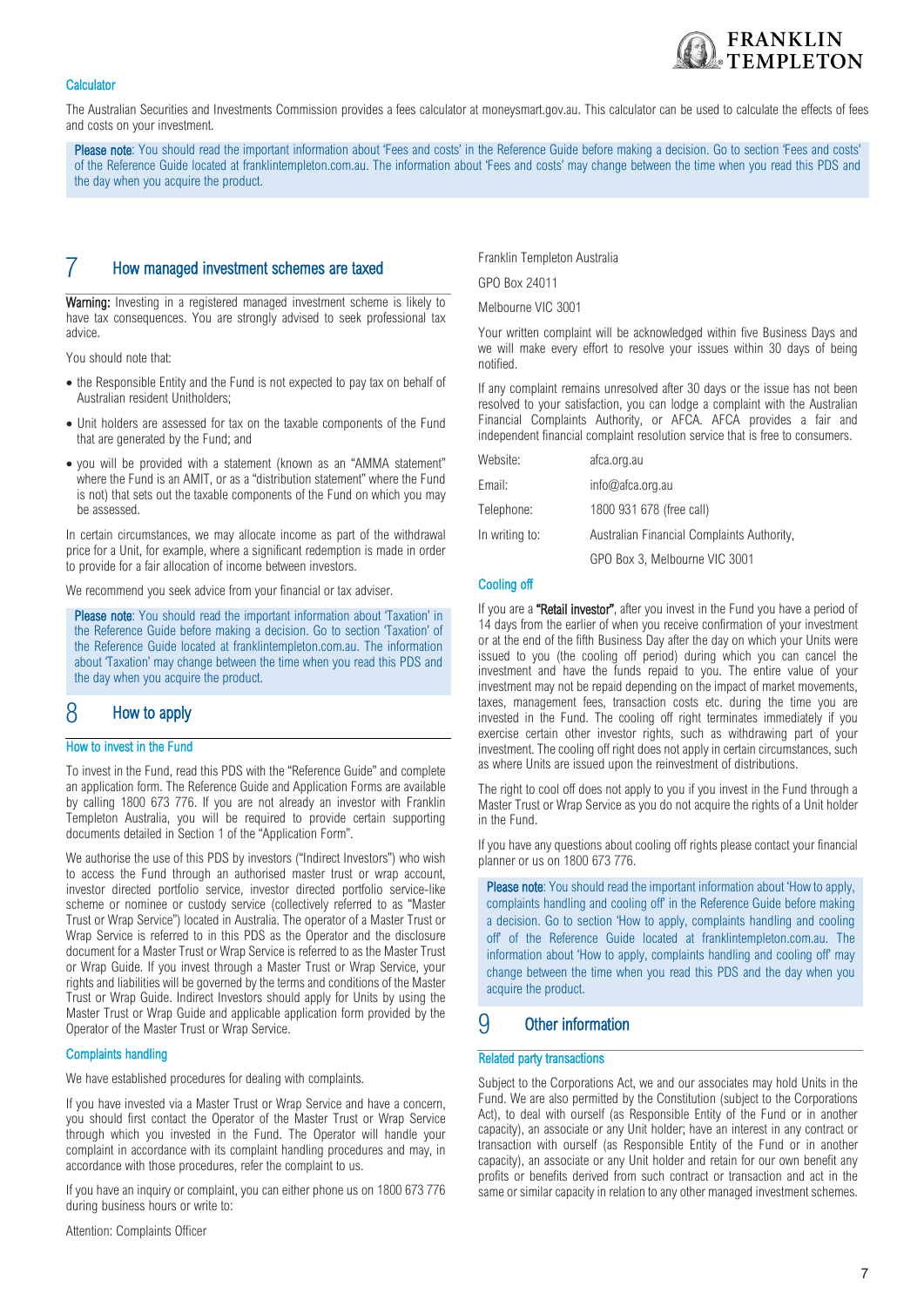### Calculator

The Australian Securities and Investments Commission provides a fees calculator at moneysmart.gov.au. This calculator can be used to calculate the effects of fees and costs on your investment.

**Please note**: You should read the important information about 'Fees and costs' in the Reference Guide before making a decision. Go to section 'Fees and costs' of the Reference Guide located at franklintempleton.com.au. The information about 'Fees and costs' may change between the time when you read this PDS and the day when you acquire the product.

## 7 How managed investment schemes are taxed

**Warning:** Investing in a registered managed investment scheme is likely to have tax consequences. You are strongly advised to seek professional tax advice.

You should note that:

- the Responsible Entity and the Fund is not expected to pay tax on behalf of Australian resident Unitholders;
- Unit holders are assessed for tax on the taxable components of the Fund that are generated by the Fund; and
- you will be provided with a statement (known as an "AMMA statement" where the Fund is an AMIT, or as a "distribution statement" where the Fund is not) that sets out the taxable components of the Fund on which you may be assessed.

In certain circumstances, we may allocate income as part of the withdrawal price for a Unit, for example, where a significant redemption is made in order to provide for a fair allocation of income between investors.

We recommend you seek advice from your financial or tax adviser.

**Please note**: You should read the important information about 'Taxation' in the Reference Guide before making a decision. Go to section 'Taxation' of the Reference Guide located at franklintempleton.com.au. The information about 'Taxation' may change between the time when you read this PDS and the day when you acquire the product.

## 8 How to apply

### How to invest in the Fund

To invest in the Fund, read this PDS with the "Reference Guide" and complete an application form. The Reference Guide and Application Forms are available by calling 1800 673 776. If you are not already an investor with Franklin Templeton Australia, you will be required to provide certain supporting documents detailed in Section 1 of the "Application Form".

We authorise the use of this PDS by investors ("Indirect Investors") who wish to access the Fund through an authorised master trust or wrap account, investor directed portfolio service, investor directed portfolio service-like scheme or nominee or custody service (collectively referred to as "Master Trust or Wrap Service") located in Australia. The operator of a Master Trust or Wrap Service is referred to in this PDS as the Operator and the disclosure document for a Master Trust or Wrap Service is referred to as the Master Trust or Wrap Guide. If you invest through a Master Trust or Wrap Service, your rights and liabilities will be governed by the terms and conditions of the Master Trust or Wrap Guide. Indirect Investors should apply for Units by using the Master Trust or Wrap Guide and applicable application form provided by the Operator of the Master Trust or Wrap Service.

### Complaints handling

We have established procedures for dealing with complaints.

If you have invested via a Master Trust or Wrap Service and have a concern, you should first contact the Operator of the Master Trust or Wrap Service through which you invested in the Fund. The Operator will handle your complaint in accordance with its complaint handling procedures and may, in accordance with those procedures, refer the complaint to us.

If you have an inquiry or complaint, you can either phone us on 1800 673 776 during business hours or write to:

Attention: Complaints Officer

Franklin Templeton Australia

GPO Box 24011

Melbourne VIC 3001

Your written complaint will be acknowledged within five Business Days and we will make every effort to resolve your issues within 30 days of being notified.

If any complaint remains unresolved after 30 days or the issue has not been resolved to your satisfaction, you can lodge a complaint with the Australian Financial Complaints Authority, or AFCA. AFCA provides a fair and independent financial complaint resolution service that is free to consumers.

| | |
|---|---|
| Website: | afca.org.au |
| Email: | info@afca.org.au |
| Telephone: | 1800 931 678 (free call) |
| In writing to: | Australian Financial Complaints Authority, GPO Box 3, Melbourne VIC 3001 |

### Cooling off

If you are a **"Retail investor"**, after you invest in the Fund you have a period of 14 days from the earlier of when you receive confirmation of your investment or at the end of the fifth Business Day after the day on which your Units were issued to you (the cooling off period) during which you can cancel the investment and have the funds repaid to you. The entire value of your investment may not be repaid depending on the impact of market movements, taxes, management fees, transaction costs etc. during the time you are invested in the Fund. The cooling off right terminates immediately if you exercise certain other investor rights, such as withdrawing part of your investment. The cooling off right does not apply in certain circumstances, such as where Units are issued upon the reinvestment of distributions.

The right to cool off does not apply to you if you invest in the Fund through a Master Trust or Wrap Service as you do not acquire the rights of a Unit holder in the Fund.

If you have any questions about cooling off rights please contact your financial planner or us on 1800 673 776.

**Please note**: You should read the important information about 'How to apply, complaints handling and cooling off' in the Reference Guide before making a decision. Go to section 'How to apply, complaints handling and cooling off' of the Reference Guide located at franklintempleton.com.au. The information about 'How to apply, complaints handling and cooling off' may change between the time when you read this PDS and the day when you acquire the product.

## 9 Other information

### Related party transactions

Subject to the Corporations Act, we and our associates may hold Units in the Fund. We are also permitted by the Constitution (subject to the Corporations Act), to deal with ourself (as Responsible Entity of the Fund or in another capacity), an associate or any Unit holder; have an interest in any contract or transaction with ourself (as Responsible Entity of the Fund or in another capacity), an associate or any Unit holder and retain for our own benefit any profits or benefits derived from such contract or transaction and act in the same or similar capacity in relation to any other managed investment schemes.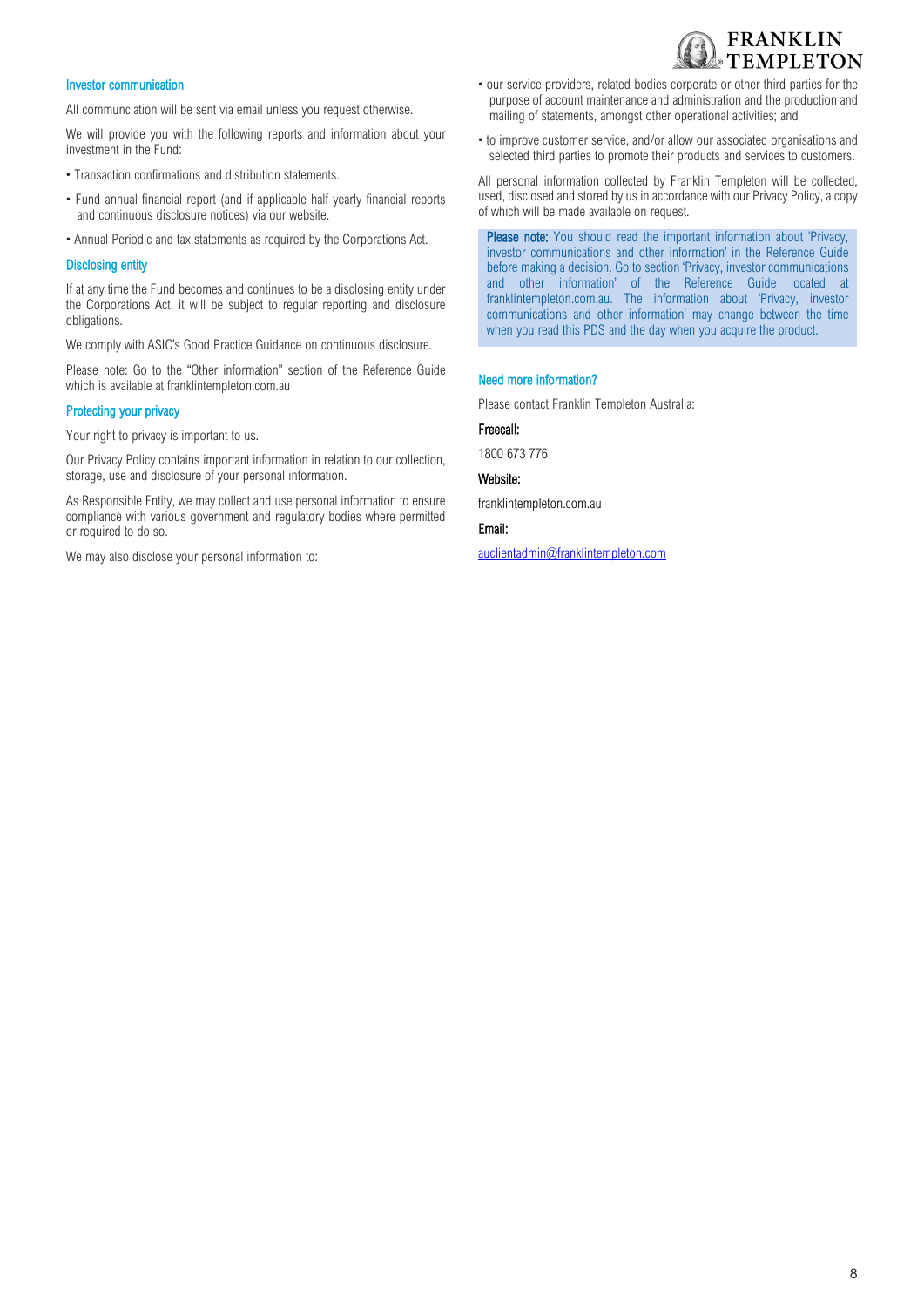## Investor communication

All communciation will be sent via email unless you request otherwise.

We will provide you with the following reports and information about your investment in the Fund:

- Transaction confirmations and distribution statements.
- Fund annual financial report (and if applicable half yearly financial reports and continuous disclosure notices) via our website.
- Annual Periodic and tax statements as required by the Corporations Act.

## Disclosing entity

If at any time the Fund becomes and continues to be a disclosing entity under the Corporations Act, it will be subject to regular reporting and disclosure obligations.

We comply with ASIC's Good Practice Guidance on continuous disclosure.

Please note: Go to the "Other information" section of the Reference Guide which is available at franklintempleton.com.au

## Protecting your privacy

Your right to privacy is important to us.

Our Privacy Policy contains important information in relation to our collection, storage, use and disclosure of your personal information.

As Responsible Entity, we may collect and use personal information to ensure compliance with various government and regulatory bodies where permitted or required to do so.

We may also disclose your personal information to:

- our service providers, related bodies corporate or other third parties for the purpose of account maintenance and administration and the production and mailing of statements, amongst other operational activities; and
- to improve customer service, and/or allow our associated organisations and selected third parties to promote their products and services to customers.

All personal information collected by Franklin Templeton will be collected, used, disclosed and stored by us in accordance with our Privacy Policy, a copy of which will be made available on request.

**Please note:** You should read the important information about 'Privacy, investor communications and other information' in the Reference Guide before making a decision. Go to section 'Privacy, investor communications and other information' of the Reference Guide located at franklintempleton.com.au. The information about 'Privacy, investor communications and other information' may change between the time when you read this PDS and the day when you acquire the product.

## Need more information?

Please contact Franklin Templeton Australia:

**Freecall:**

1800 673 776

**Website:**

franklintempleton.com.au

**Email:**

auclientadmin@franklintempleton.com